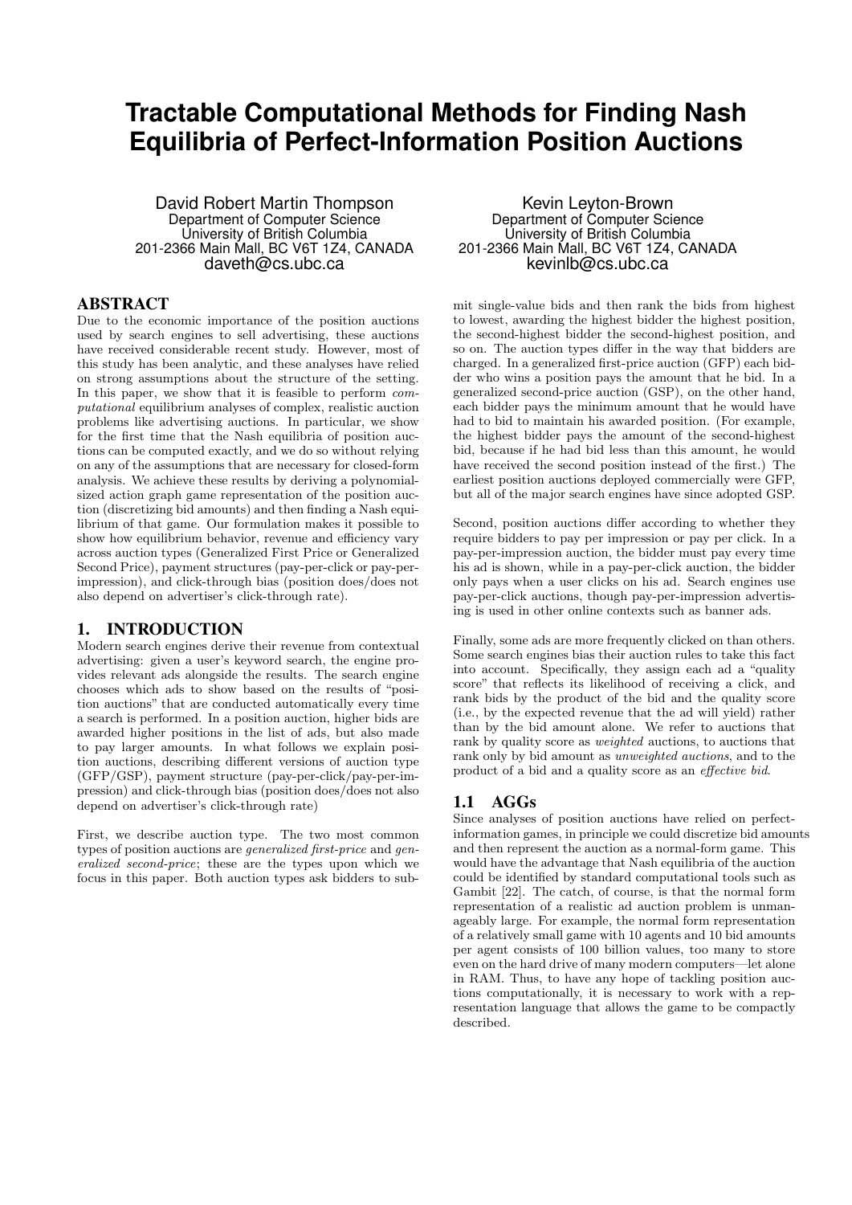# Tractable Computational Methods for Finding Nash Equilibria of Perfect-Information Position Auctions

David Robert Martin Thompson
Department of Computer Science
University of British Columbia
201-2366 Main Mall, BC V6T 1Z4, CANADA
daveth@cs.ubc.ca

Kevin Leyton-Brown
Department of Computer Science
University of British Columbia
201-2366 Main Mall, BC V6T 1Z4, CANADA
kevinlb@cs.ubc.ca

## ABSTRACT

Due to the economic importance of the position auctions used by search engines to sell advertising, these auctions have received considerable recent study. However, most of this study has been analytic, and these analyses have relied on strong assumptions about the structure of the setting. In this paper, we show that it is feasible to perform *computational* equilibrium analyses of complex, realistic auction problems like advertising auctions. In particular, we show for the first time that the Nash equilibria of position auctions can be computed exactly, and we do so without relying on any of the assumptions that are necessary for closed-form analysis. We achieve these results by deriving a polynomial-sized action graph game representation of the position auction (discretizing bid amounts) and then finding a Nash equilibrium of that game. Our formulation makes it possible to show how equilibrium behavior, revenue and efficiency vary across auction types (Generalized First Price or Generalized Second Price), payment structures (pay-per-click or pay-per-impression), and click-through bias (position does/does not also depend on advertiser's click-through rate).

## 1. INTRODUCTION

Modern search engines derive their revenue from contextual advertising: given a user's keyword search, the engine provides relevant ads alongside the results. The search engine chooses which ads to show based on the results of "position auctions" that are conducted automatically every time a search is performed. In a position auction, higher bids are awarded higher positions in the list of ads, but also made to pay larger amounts. In what follows we explain position auctions, describing different versions of auction type (GFP/GSP), payment structure (pay-per-click/pay-per-impression) and click-through bias (position does/does not also depend on advertiser's click-through rate)

First, we describe auction type. The two most common types of position auctions are *generalized first-price* and *generalized second-price*; these are the types upon which we focus in this paper. Both auction types ask bidders to submit single-value bids and then rank the bids from highest to lowest, awarding the highest bidder the highest position, the second-highest bidder the second-highest position, and so on. The auction types differ in the way that bidders are charged. In a generalized first-price auction (GFP) each bidder who wins a position pays the amount that he bid. In a generalized second-price auction (GSP), on the other hand, each bidder pays the minimum amount that he would have had to bid to maintain his awarded position. (For example, the highest bidder pays the amount of the second-highest bid, because if he had bid less than this amount, he would have received the second position instead of the first.) The earliest position auctions deployed commercially were GFP, but all of the major search engines have since adopted GSP.

Second, position auctions differ according to whether they require bidders to pay per impression or pay per click. In a pay-per-impression auction, the bidder must pay every time his ad is shown, while in a pay-per-click auction, the bidder only pays when a user clicks on his ad. Search engines use pay-per-click auctions, though pay-per-impression advertising is used in other online contexts such as banner ads.

Finally, some ads are more frequently clicked on than others. Some search engines bias their auction rules to take this fact into account. Specifically, they assign each ad a "quality score" that reflects its likelihood of receiving a click, and rank bids by the product of the bid and the quality score (i.e., by the expected revenue that the ad will yield) rather than by the bid amount alone. We refer to auctions that rank by quality score as *weighted* auctions, to auctions that rank only by bid amount as *unweighted auctions*, and to the product of a bid and a quality score as an *effective bid*.

### 1.1 AGGs

Since analyses of position auctions have relied on perfect-information games, in principle we could discretize bid amounts and then represent the auction as a normal-form game. This would have the advantage that Nash equilibria of the auction could be identified by standard computational tools such as Gambit [22]. The catch, of course, is that the normal form representation of a realistic ad auction problem is unmanageably large. For example, the normal form representation of a relatively small game with 10 agents and 10 bid amounts per agent consists of 100 billion values, too many to store even on the hard drive of many modern computers—let alone in RAM. Thus, to have any hope of tackling position auctions computationally, it is necessary to work with a representation language that allows the game to be compactly described.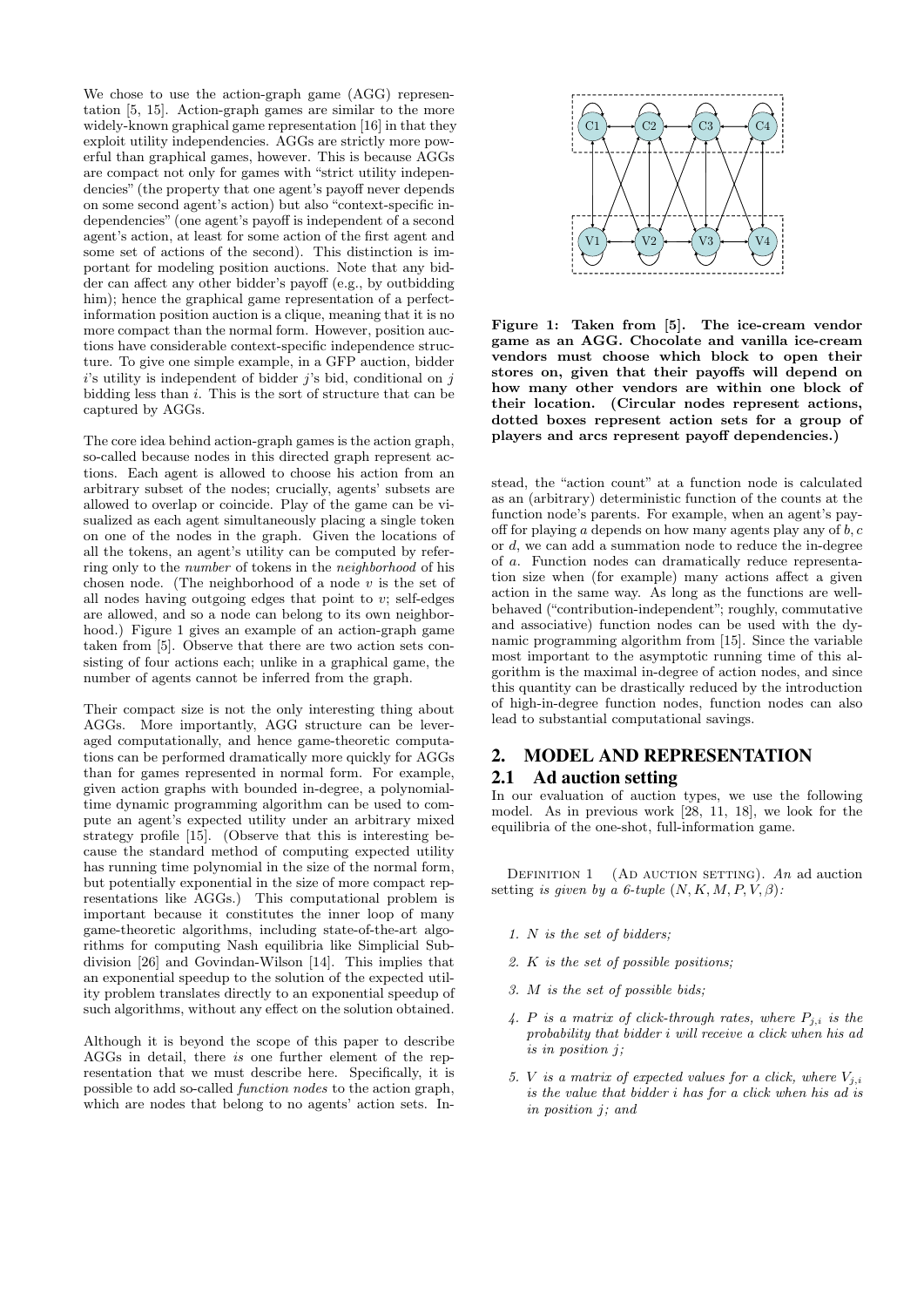We chose to use the action-graph game (AGG) representation [5, 15]. Action-graph games are similar to the more widely-known graphical game representation [16] in that they exploit utility independencies. AGGs are strictly more powerful than graphical games, however. This is because AGGs are compact not only for games with "strict utility independencies" (the property that one agent's payoff never depends on some second agent's action) but also "context-specific independencies" (one agent's payoff is independent of a second agent's action, at least for some action of the first agent and some set of actions of the second). This distinction is important for modeling position auctions. Note that any bidder can affect any other bidder's payoff (e.g., by outbidding him); hence the graphical game representation of a perfect-information position auction is a clique, meaning that it is no more compact than the normal form. However, position auctions have considerable context-specific independence structure. To give one simple example, in a GFP auction, bidder $i$'s utility is independent of bidder $j$'s bid, conditional on $j$ bidding less than $i$. This is the sort of structure that can be captured by AGGs.

The core idea behind action-graph games is the action graph, so-called because nodes in this directed graph represent actions. Each agent is allowed to choose his action from an arbitrary subset of the nodes; crucially, agents' subsets are allowed to overlap or coincide. Play of the game can be visualized as each agent simultaneously placing a single token on one of the nodes in the graph. Given the locations of all the tokens, an agent's utility can be computed by referring only to the *number* of tokens in the *neighborhood* of his chosen node. (The neighborhood of a node $v$ is the set of all nodes having outgoing edges that point to $v$; self-edges are allowed, and so a node can belong to its own neighborhood.) Figure 1 gives an example of an action-graph game taken from [5]. Observe that there are two action sets consisting of four actions each; unlike in a graphical game, the number of agents cannot be inferred from the graph.

Their compact size is not the only interesting thing about AGGs. More importantly, AGG structure can be leveraged computationally, and hence game-theoretic computations can be performed dramatically more quickly for AGGs than for games represented in normal form. For example, given action graphs with bounded in-degree, a polynomial-time dynamic programming algorithm can be used to compute an agent's expected utility under an arbitrary mixed strategy profile [15]. (Observe that this is interesting because the standard method of computing expected utility has running time polynomial in the size of the normal form, but potentially exponential in the size of more compact representations like AGGs.) This computational problem is important because it constitutes the inner loop of many game-theoretic algorithms, including state-of-the-art algorithms for computing Nash equilibria like Simplicial Subdivision [26] and Govindan-Wilson [14]. This implies that an exponential speedup to the solution of the expected utility problem translates directly to an exponential speedup of such algorithms, without any effect on the solution obtained.

Although it is beyond the scope of this paper to describe AGGs in detail, there *is* one further element of the representation that we must describe here. Specifically, it is possible to add so-called *function nodes* to the action graph, which are nodes that belong to no agents' action sets. Instead, the "action count" at a function node is calculated as an (arbitrary) deterministic function of the counts at the function node's parents. For example, when an agent's payoff for playing $a$ depends on how many agents play any of $b, c$ or $d$, we can add a summation node to reduce the in-degree of $a$. Function nodes can dramatically reduce representation size when (for example) many actions affect a given action in the same way. As long as the functions are well-behaved ("contribution-independent"; roughly, commutative and associative) function nodes can be used with the dynamic programming algorithm from [15]. Since the variable most important to the asymptotic running time of this algorithm is the maximal in-degree of action nodes, and since this quantity can be drastically reduced by the introduction of high-in-degree function nodes, function nodes can also lead to substantial computational savings.

**Figure 1: Taken from [5]. The ice-cream vendor game as an AGG. Chocolate and vanilla ice-cream vendors must choose which block to open their stores on, given that their payoffs will depend on how many other vendors are within one block of their location. (Circular nodes represent actions, dotted boxes represent action sets for a group of players and arcs represent payoff dependencies.)**

## 2. MODEL AND REPRESENTATION

### 2.1 Ad auction setting

In our evaluation of auction types, we use the following model. As in previous work [28, 11, 18], we look for the equilibria of the one-shot, full-information game.

DEFINITION 1 (AD AUCTION SETTING). *An ad auction setting is given by a 6-tuple $(N, K, M, P, V, \beta)$:*

1. *$N$ is the set of bidders;*
2. *$K$ is the set of possible positions;*
3. *$M$ is the set of possible bids;*
4. *$P$ is a matrix of click-through rates, where $P_{j,i}$ is the probability that bidder $i$ will receive a click when his ad is in position $j$;*
5. *$V$ is a matrix of expected values for a click, where $V_{j,i}$ is the value that bidder $i$ has for a click when his ad is in position $j$; and*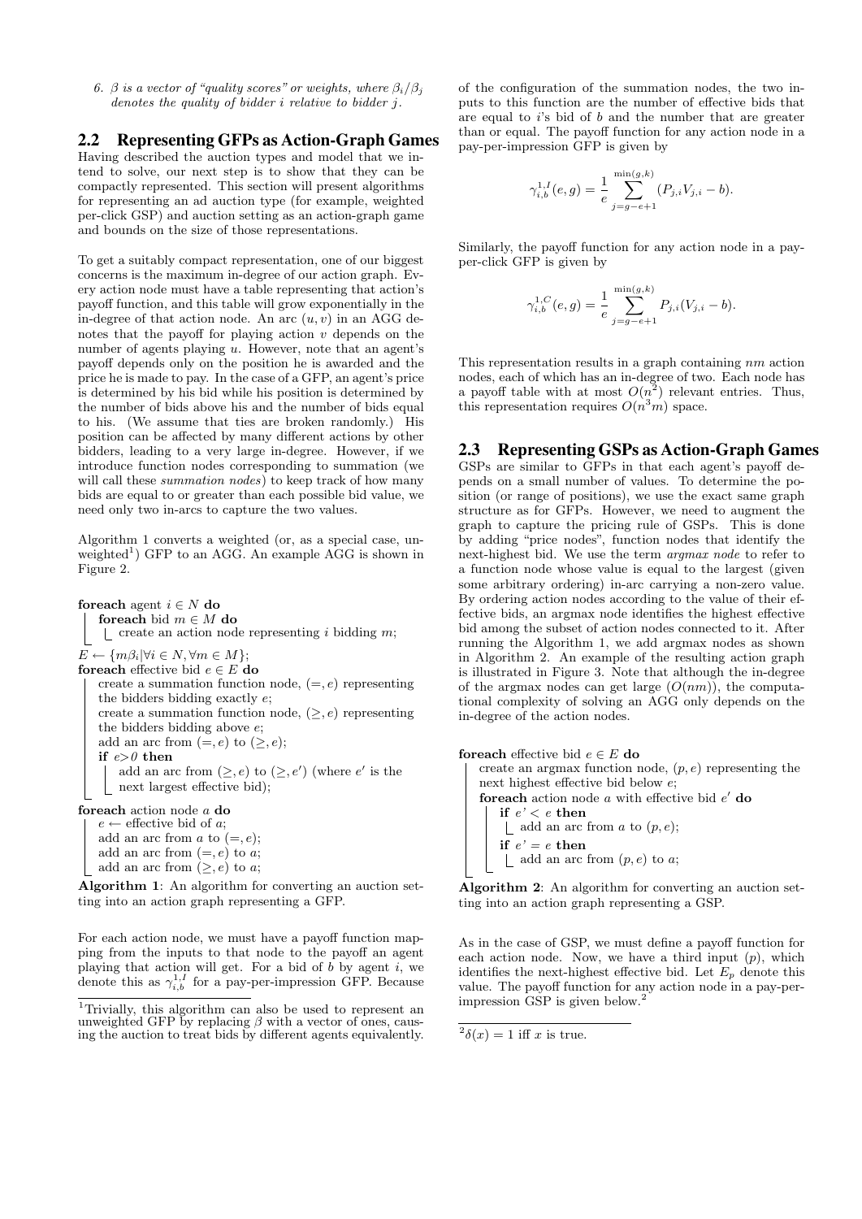6. $\beta$ is a vector of "quality scores" or weights, where $\beta_i/\beta_j$ denotes the quality of bidder $i$ relative to bidder $j$.

## 2.2 Representing GFPs as Action-Graph Games

Having described the auction types and model that we intend to solve, our next step is to show that they can be compactly represented. This section will present algorithms for representing an ad auction type (for example, weighted per-click GSP) and auction setting as an action-graph game and bounds on the size of those representations.

To get a suitably compact representation, one of our biggest concerns is the maximum in-degree of our action graph. Every action node must have a table representing that action's payoff function, and this table will grow exponentially in the in-degree of that action node. An arc $(u, v)$ in an AGG denotes that the payoff for playing action $v$ depends on the number of agents playing $u$. However, note that an agent's payoff depends only on the position he is awarded and the price he is made to pay. In the case of a GFP, an agent's price is determined by his bid while his position is determined by the number of bids above his and the number of bids equal to his. (We assume that ties are broken randomly.) His position can be affected by many different actions by other bidders, leading to a very large in-degree. However, if we introduce function nodes corresponding to summation (we will call these *summation nodes*) to keep track of how many bids are equal to or greater than each possible bid value, we need only two in-arcs to capture the two values.

Algorithm 1 converts a weighted (or, as a special case, unweighted[1]) GFP to an AGG. An example AGG is shown in Figure 2.

```
foreach agent i ∈ N do
    foreach bid m ∈ M do
        create an action node representing i bidding m;
E ← {mβ_i | ∀i ∈ N, ∀m ∈ M};
foreach effective bid e ∈ E do
    create a summation function node, (=, e) representing
    the bidders bidding exactly e;
    create a summation function node, (≥, e) representing
    the bidders bidding above e;
    add an arc from (=, e) to (≥, e);
    if e>0 then
        add an arc from (≥, e) to (≥, e') (where e' is the
        next largest effective bid);
foreach action node a do
    e ← effective bid of a;
    add an arc from a to (=, e);
    add an arc from (=, e) to a;
    add an arc from (≥, e) to a;
```

**Algorithm 1**: An algorithm for converting an auction setting into an action graph representing a GFP.

For each action node, we must have a payoff function mapping from the inputs to that node to the payoff an agent playing that action will get. For a bid of $b$ by agent $i$, we denote this as $\gamma_{i,b}^{1,I}$ for a pay-per-impression GFP. Because of the configuration of the summation nodes, the two inputs to this function are the number of effective bids that are equal to $i$'s bid of $b$ and the number that are greater than or equal. The payoff function for any action node in a pay-per-impression GFP is given by

$$\gamma_{i,b}^{1,I}(e, g) = \frac{1}{e} \sum_{j=g-e+1}^{\min(g,k)} (P_{j,i}V_{j,i} - b).$$

Similarly, the payoff function for any action node in a pay-per-click GFP is given by

$$\gamma_{i,b}^{1,C}(e, g) = \frac{1}{e} \sum_{j=g-e+1}^{\min(g,k)} P_{j,i}(V_{j,i} - b).$$

This representation results in a graph containing $nm$ action nodes, each of which has an in-degree of two. Each node has a payoff table with at most $O(n^2)$ relevant entries. Thus, this representation requires $O(n^3m)$ space.

## 2.3 Representing GSPs as Action-Graph Games

GSPs are similar to GFPs in that each agent's payoff depends on a small number of values. To determine the position (or range of positions), we use the exact same graph structure as for GFPs. However, we need to augment the graph to capture the pricing rule of GSPs. This is done by adding "price nodes", function nodes that identify the next-highest bid. We use the term *argmax node* to refer to a function node whose value is equal to the largest (given some arbitrary ordering) in-arc carrying a non-zero value. By ordering action nodes according to the value of their effective bids, an argmax node identifies the highest effective bid among the subset of action nodes connected to it. After running the Algorithm 1, we add argmax nodes as shown in Algorithm 2. An example of the resulting action graph is illustrated in Figure 3. Note that although the in-degree of the argmax nodes can get large ($O(nm)$), the computational complexity of solving an AGG only depends on the in-degree of the action nodes.

```
foreach effective bid e ∈ E do
    create an argmax function node, (p, e) representing the
    next highest effective bid below e;
    foreach action node a with effective bid e' do
        if e' < e then
            add an arc from a to (p, e);
        if e' = e then
            add an arc from (p, e) to a;
```

**Algorithm 2**: An algorithm for converting an auction setting into an action graph representing a GSP.

As in the case of GSP, we must define a payoff function for each action node. Now, we have a third input ($p$), which identifies the next-highest effective bid. Let $E_p$ denote this value. The payoff function for any action node in a pay-per-impression GSP is given below.[2]

---

[1] Trivially, this algorithm can also be used to represent an unweighted GFP by replacing $\beta$ with a vector of ones, causing the auction to treat bids by different agents equivalently.

[2] $\delta(x) = 1$ iff $x$ is true.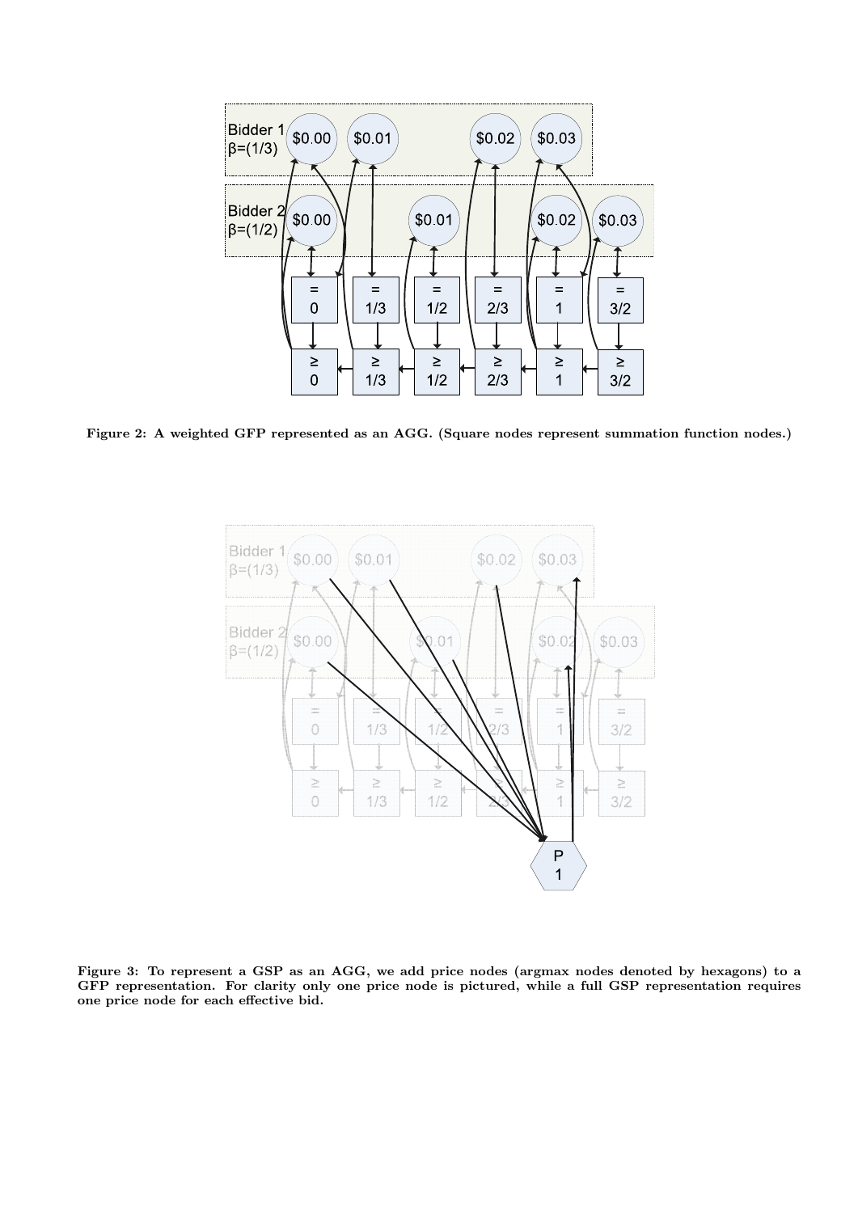**Figure 2: A weighted GFP represented as an AGG. (Square nodes represent summation function nodes.)**

**Figure 3: To represent a GSP as an AGG, we add price nodes (argmax nodes denoted by hexagons) to a GFP representation. For clarity only one price node is pictured, while a full GSP representation requires one price node for each effective bid.**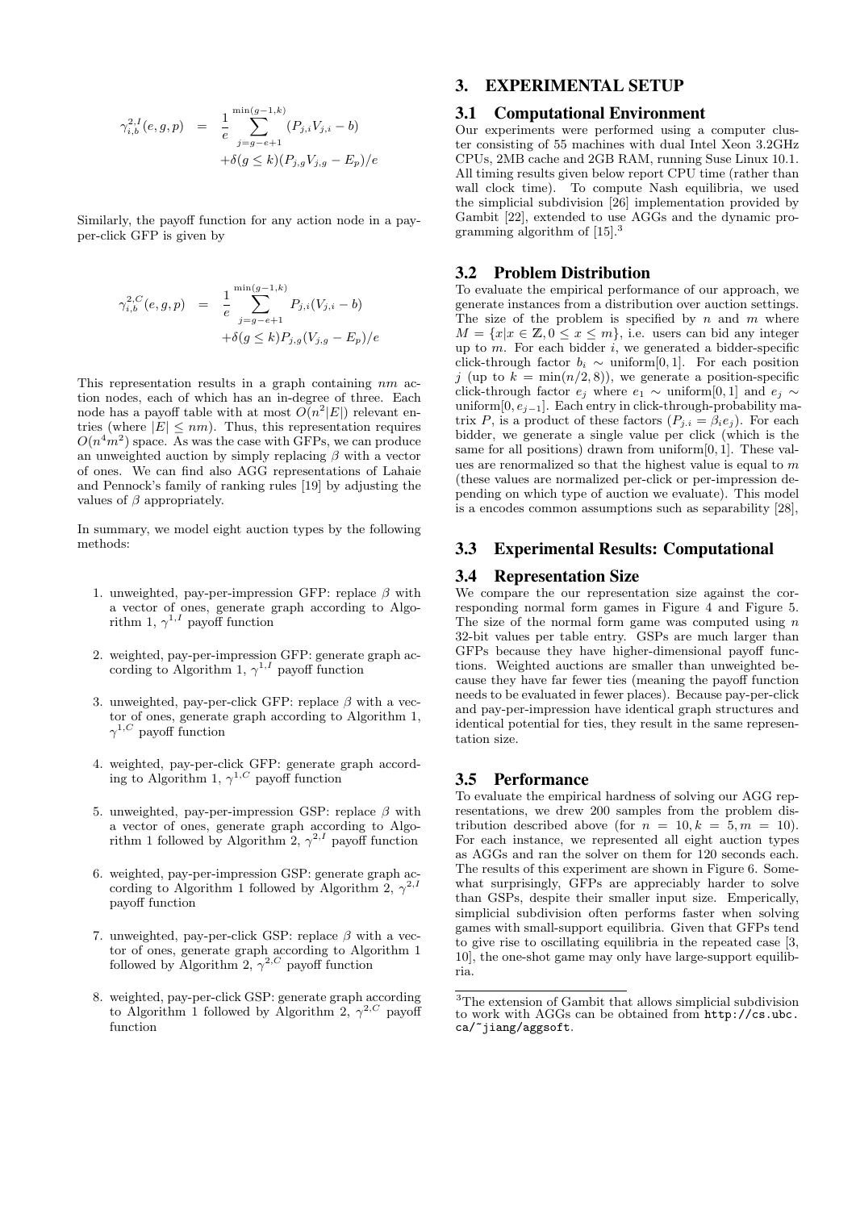$$\gamma^{2,I}_{i,b}(e,g,p) = \frac{1}{e}\sum_{j=g-e+1}^{\min(g-1,k)}(P_{j,i}V_{j,i} - b) + \delta(g \le k)(P_{j,g}V_{j,g} - E_p)/e$$

Similarly, the payoff function for any action node in a pay-per-click GFP is given by

$$\gamma^{2,C}_{i,b}(e,g,p) = \frac{1}{e}\sum_{j=g-e+1}^{\min(g-1,k)}P_{j,i}(V_{j,i} - b) + \delta(g \le k)P_{j,g}(V_{j,g} - E_p)/e$$

This representation results in a graph containing $nm$ action nodes, each of which has an in-degree of three. Each node has a payoff table with at most $O(n^2|E|)$ relevant entries (where $|E| \le nm$). Thus, this representation requires $O(n^4m^2)$ space. As was the case with GFPs, we can produce an unweighted auction by simply replacing $\beta$ with a vector of ones. We can find also AGG representations of Lahaie and Pennock's family of ranking rules [19] by adjusting the values of $\beta$ appropriately.

In summary, we model eight auction types by the following methods:

1. unweighted, pay-per-impression GFP: replace $\beta$ with a vector of ones, generate graph according to Algorithm 1, $\gamma^{1,I}$ payoff function
2. weighted, pay-per-impression GFP: generate graph according to Algorithm 1, $\gamma^{1,I}$ payoff function
3. unweighted, pay-per-click GFP: replace $\beta$ with a vector of ones, generate graph according to Algorithm 1, $\gamma^{1,C}$ payoff function
4. weighted, pay-per-click GFP: generate graph according to Algorithm 1, $\gamma^{1,C}$ payoff function
5. unweighted, pay-per-impression GSP: replace $\beta$ with a vector of ones, generate graph according to Algorithm 1 followed by Algorithm 2, $\gamma^{2,I}$ payoff function
6. weighted, pay-per-impression GSP: generate graph according to Algorithm 1 followed by Algorithm 2, $\gamma^{2,I}$ payoff function
7. unweighted, pay-per-click GSP: replace $\beta$ with a vector of ones, generate graph according to Algorithm 1 followed by Algorithm 2, $\gamma^{2,C}$ payoff function
8. weighted, pay-per-click GSP: generate graph according to Algorithm 1 followed by Algorithm 2, $\gamma^{2,C}$ payoff function

## 3. EXPERIMENTAL SETUP

### 3.1 Computational Environment

Our experiments were performed using a computer cluster consisting of 55 machines with dual Intel Xeon 3.2GHz CPUs, 2MB cache and 2GB RAM, running Suse Linux 10.1. All timing results given below report CPU time (rather than wall clock time). To compute Nash equilibria, we used the simplicial subdivision [26] implementation provided by Gambit [22], extended to use AGGs and the dynamic programming algorithm of [15].[3]

### 3.2 Problem Distribution

To evaluate the empirical performance of our approach, we generate instances from a distribution over auction settings. The size of the problem is specified by $n$ and $m$ where $M = \{x|x \in \mathbb{Z}, 0 \le x \le m\}$, i.e. users can bid any integer up to $m$. For each bidder $i$, we generated a bidder-specific click-through factor $b_i \sim$ uniform$[0,1]$. For each position $j$ (up to $k = \min(n/2, 8)$), we generate a position-specific click-through factor $e_j$ where $e_1 \sim$ uniform$[0,1]$ and $e_j \sim$ uniform$[0, e_{j-1}]$. Each entry in click-through-probability matrix $P$, is a product of these factors ($P_{j,i} = \beta_i e_j$). For each bidder, we generate a single value per click (which is the same for all positions) drawn from uniform$[0,1]$. These values are renormalized so that the highest value is equal to $m$ (these values are normalized per-click or per-impression depending on which type of auction we evaluate). This model is a encodes common assumptions such as separability [28],

### 3.3 Experimental Results: Computational

### 3.4 Representation Size

We compare the our representation size against the corresponding normal form games in Figure 4 and Figure 5. The size of the normal form game was computed using $n$ 32-bit values per table entry. GSPs are much larger than GFPs because they have higher-dimensional payoff functions. Weighted auctions are smaller than unweighted because they have far fewer ties (meaning the payoff function needs to be evaluated in fewer places). Because pay-per-click and pay-per-impression have identical graph structures and identical potential for ties, they result in the same representation size.

### 3.5 Performance

To evaluate the empirical hardness of solving our AGG representations, we drew 200 samples from the problem distribution described above (for $n = 10, k = 5, m = 10$). For each instance, we represented all eight auction types as AGGs and ran the solver on them for 120 seconds each. The results of this experiment are shown in Figure 6. Somewhat surprisingly, GFPs are appreciably harder to solve than GSPs, despite their smaller input size. Emperically, simplicial subdivision often performs faster when solving games with small-support equilibria. Given that GFPs tend to give rise to oscillating equilibria in the repeated case [3, 10], the one-shot game may only have large-support equilibria.

[3]The extension of Gambit that allows simplicial subdivision to work with AGGs can be obtained from http://cs.ubc.ca/~jiang/aggsoft.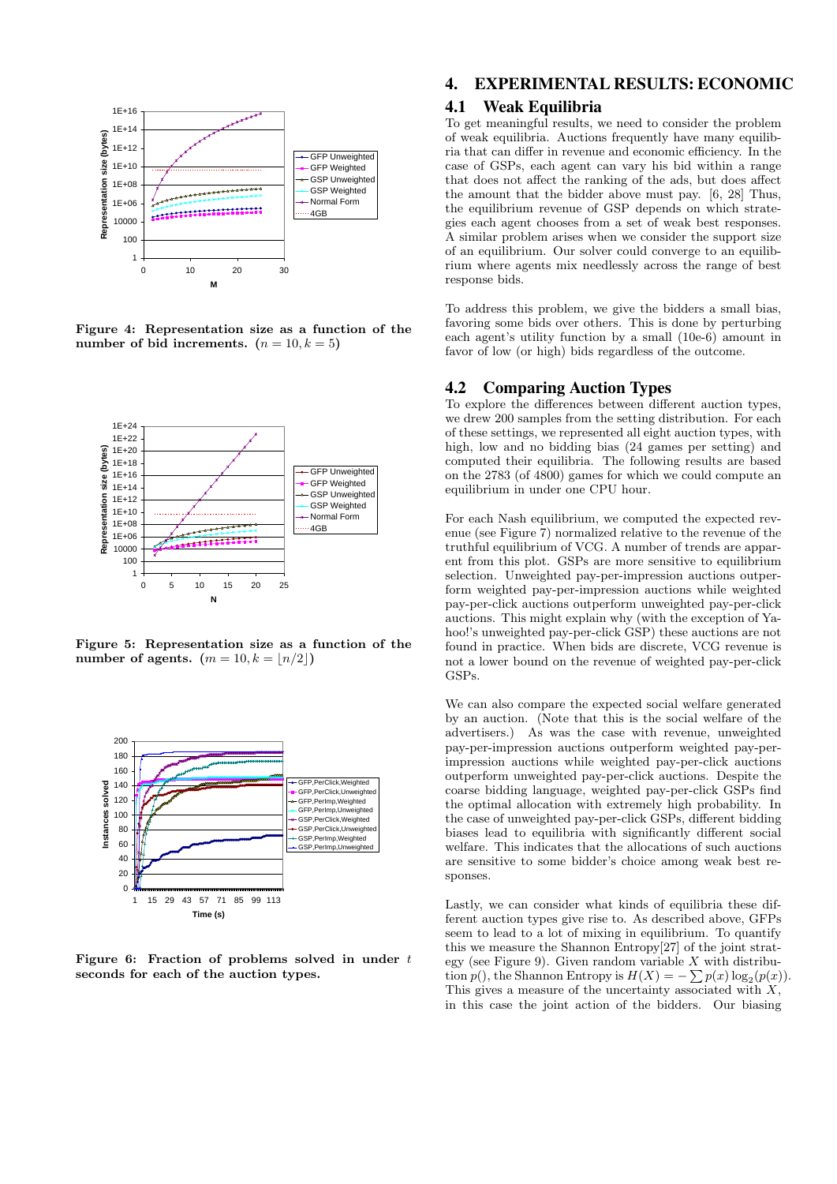Figure 4: Representation size as a function of the number of bid increments. $(n = 10, k = 5)$

Figure 5: Representation size as a function of the number of agents. $(m = 10, k = \lfloor n/2 \rfloor)$

Figure 6: Fraction of problems solved in under $t$ seconds for each of the auction types.

# 4. EXPERIMENTAL RESULTS: ECONOMIC

## 4.1 Weak Equilibria

To get meaningful results, we need to consider the problem of weak equilibria. Auctions frequently have many equilibria that can differ in revenue and economic efficiency. In the case of GSPs, each agent can vary his bid within a range that does not affect the ranking of the ads, but does affect the amount that the bidder above must pay. [6, 28] Thus, the equilibrium revenue of GSP depends on which strategies each agent chooses from a set of weak best responses. A similar problem arises when we consider the support size of an equilibrium. Our solver could converge to an equilibrium where agents mix needlessly across the range of best response bids.

To address this problem, we give the bidders a small bias, favoring some bids over others. This is done by perturbing each agent's utility function by a small (10e-6) amount in favor of low (or high) bids regardless of the outcome.

## 4.2 Comparing Auction Types

To explore the differences between different auction types, we drew 200 samples from the setting distribution. For each of these settings, we represented all eight auction types, with high, low and no bidding bias (24 games per setting) and computed their equilibria. The following results are based on the 2783 (of 4800) games for which we could compute an equilibrium in under one CPU hour.

For each Nash equilibrium, we computed the expected revenue (see Figure 7) normalized relative to the revenue of the truthful equilibrium of VCG. A number of trends are apparent from this plot. GSPs are more sensitive to equilibrium selection. Unweighted pay-per-impression auctions outperform weighted pay-per-impression auctions while weighted pay-per-click auctions outperform unweighted pay-per-click auctions. This might explain why (with the exception of Yahoo!'s unweighted pay-per-click GSP) these auctions are not found in practice. When bids are discrete, VCG revenue is not a lower bound on the revenue of weighted pay-per-click GSPs.

We can also compare the expected social welfare generated by an auction. (Note that this is the social welfare of the advertisers.) As was the case with revenue, unweighted pay-per-impression auctions outperform weighted pay-per-impression auctions while weighted pay-per-click auctions outperform unweighted pay-per-click auctions. Despite the coarse bidding language, weighted pay-per-click GSPs find the optimal allocation with extremely high probability. In the case of unweighted pay-per-click GSPs, different bidding biases lead to equilibria with significantly different social welfare. This indicates that the allocations of such auctions are sensitive to some bidder's choice among weak best responses.

Lastly, we can consider what kinds of equilibria these different auction types give rise to. As described above, GFPs seem to lead to a lot of mixing in equilibrium. To quantify this we measure the Shannon Entropy[27] of the joint strategy (see Figure 9). Given random variable $X$ with distribution $p()$, the Shannon Entropy is $H(X) = -\sum p(x) \log_2(p(x))$. This gives a measure of the uncertainty associated with $X$, in this case the joint action of the bidders. Our biasing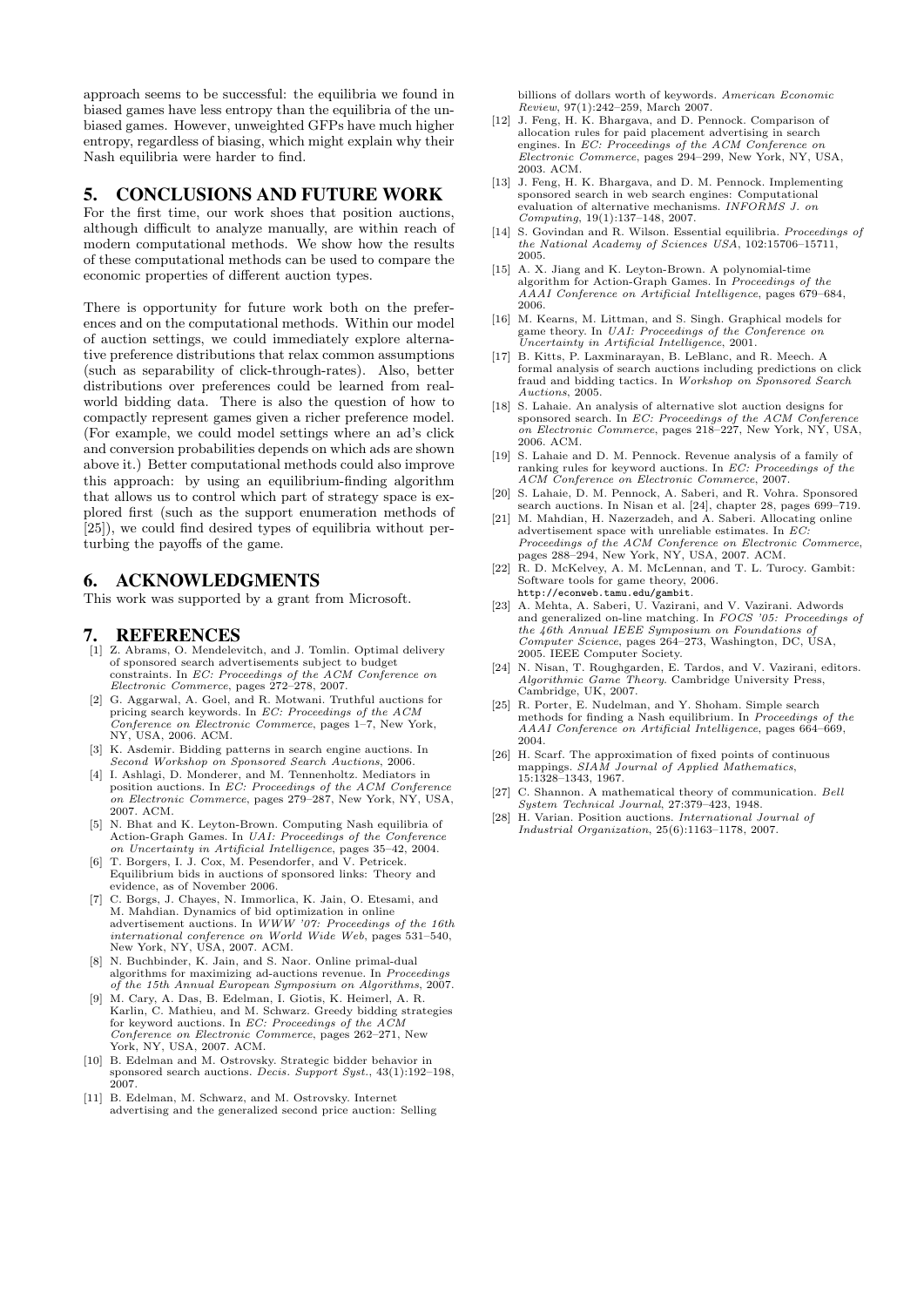approach seems to be successful: the equilibria we found in biased games have less entropy than the equilibria of the unbiased games. However, unweighted GFPs have much higher entropy, regardless of biasing, which might explain why their Nash equilibria were harder to find.

## 5. CONCLUSIONS AND FUTURE WORK

For the first time, our work shoes that position auctions, although difficult to analyze manually, are within reach of modern computational methods. We show how the results of these computational methods can be used to compare the economic properties of different auction types.

There is opportunity for future work both on the preferences and on the computational methods. Within our model of auction settings, we could immediately explore alternative preference distributions that relax common assumptions (such as separability of click-through-rates). Also, better distributions over preferences could be learned from real-world bidding data. There is also the question of how to compactly represent games given a richer preference model. (For example, we could model settings where an ad's click and conversion probabilities depends on which ads are shown above it.) Better computational methods could also improve this approach: by using an equilibrium-finding algorithm that allows us to control which part of strategy space is explored first (such as the support enumeration methods of [25]), we could find desired types of equilibria without perturbing the payoffs of the game.

## 6. ACKNOWLEDGMENTS

This work was supported by a grant from Microsoft.

## 7. REFERENCES

[1] Z. Abrams, O. Mendelevitch, and J. Tomlin. Optimal delivery of sponsored search advertisements subject to budget constraints. In *EC: Proceedings of the ACM Conference on Electronic Commerce*, pages 272–278, 2007.

[2] G. Aggarwal, A. Goel, and R. Motwani. Truthful auctions for pricing search keywords. In *EC: Proceedings of the ACM Conference on Electronic Commerce*, pages 1–7, New York, NY, USA, 2006. ACM.

[3] K. Asdemir. Bidding patterns in search engine auctions. In *Second Workshop on Sponsored Search Auctions*, 2006.

[4] I. Ashlagi, D. Monderer, and M. Tennenholtz. Mediators in position auctions. In *EC: Proceedings of the ACM Conference on Electronic Commerce*, pages 279–287, New York, NY, USA, 2007. ACM.

[5] N. Bhat and K. Leyton-Brown. Computing Nash equilibria of Action-Graph Games. In *UAI: Proceedings of the Conference on Uncertainty in Artificial Intelligence*, pages 35–42, 2004.

[6] T. Borgers, I. J. Cox, M. Pesendorfer, and V. Petricek. Equilibrium bids in auctions of sponsored links: Theory and evidence, as of November 2006.

[7] C. Borgs, J. Chayes, N. Immorlica, K. Jain, O. Etesami, and M. Mahdian. Dynamics of bid optimization in online advertisement auctions. In *WWW '07: Proceedings of the 16th international conference on World Wide Web*, pages 531–540, New York, NY, USA, 2007. ACM.

[8] N. Buchbinder, K. Jain, and S. Naor. Online primal-dual algorithms for maximizing ad-auctions revenue. In *Proceedings of the 15th Annual European Symposium on Algorithms*, 2007.

[9] M. Cary, A. Das, B. Edelman, I. Giotis, K. Heimerl, A. R. Karlin, C. Mathieu, and M. Schwarz. Greedy bidding strategies for keyword auctions. In *EC: Proceedings of the ACM Conference on Electronic Commerce*, pages 262–271, New York, NY, USA, 2007. ACM.

[10] B. Edelman and M. Ostrovsky. Strategic bidder behavior in sponsored search auctions. *Decis. Support Syst.*, 43(1):192–198, 2007.

[11] B. Edelman, M. Schwarz, and M. Ostrovsky. Internet advertising and the generalized second price auction: Selling billions of dollars worth of keywords. *American Economic Review*, 97(1):242–259, March 2007.

[12] J. Feng, H. K. Bhargava, and D. Pennock. Comparison of allocation rules for paid placement advertising in search engines. In *EC: Proceedings of the ACM Conference on Electronic Commerce*, pages 294–299, New York, NY, USA, 2003. ACM.

[13] J. Feng, H. K. Bhargava, and D. M. Pennock. Implementing sponsored search in web search engines: Computational evaluation of alternative mechanisms. *INFORMS J. on Computing*, 19(1):137–148, 2007.

[14] S. Govindan and R. Wilson. Essential equilibria. *Proceedings of the National Academy of Sciences USA*, 102:15706–15711, 2005.

[15] A. X. Jiang and K. Leyton-Brown. A polynomial-time algorithm for Action-Graph Games. In *Proceedings of the AAAI Conference on Artificial Intelligence*, pages 679–684, 2006.

[16] M. Kearns, M. Littman, and S. Singh. Graphical models for game theory. In *UAI: Proceedings of the Conference on Uncertainty in Artificial Intelligence*, 2001.

[17] B. Kitts, P. Laxminarayan, B. LeBlanc, and R. Meech. A formal analysis of search auctions including predictions on click fraud and bidding tactics. In *Workshop on Sponsored Search Auctions*, 2005.

[18] S. Lahaie. An analysis of alternative slot auction designs for sponsored search. In *EC: Proceedings of the ACM Conference on Electronic Commerce*, pages 218–227, New York, NY, USA, 2006. ACM.

[19] S. Lahaie and D. M. Pennock. Revenue analysis of a family of ranking rules for keyword auctions. In *EC: Proceedings of the ACM Conference on Electronic Commerce*, 2007.

[20] S. Lahaie, D. M. Pennock, A. Saberi, and R. Vohra. Sponsored search auctions. In Nisan et al. [24], chapter 28, pages 699–719.

[21] M. Mahdian, H. Nazerzadeh, and A. Saberi. Allocating online advertisement space with unreliable estimates. In *EC: Proceedings of the ACM Conference on Electronic Commerce*, pages 288–294, New York, NY, USA, 2007. ACM.

[22] R. D. McKelvey, A. M. McLennan, and T. L. Turocy. Gambit: Software tools for game theory, 2006. http://econweb.tamu.edu/gambit.

[23] A. Mehta, A. Saberi, U. Vazirani, and V. Vazirani. Adwords and generalized on-line matching. In *FOCS '05: Proceedings of the 46th Annual IEEE Symposium on Foundations of Computer Science*, pages 264–273, Washington, DC, USA, 2005. IEEE Computer Society.

[24] N. Nisan, T. Roughgarden, E. Tardos, and V. Vazirani, editors. *Algorithmic Game Theory*. Cambridge University Press, Cambridge, UK, 2007.

[25] R. Porter, E. Nudelman, and Y. Shoham. Simple search methods for finding a Nash equilibrium. In *Proceedings of the AAAI Conference on Artificial Intelligence*, pages 664–669, 2004.

[26] H. Scarf. The approximation of fixed points of continuous mappings. *SIAM Journal of Applied Mathematics*, 15:1328–1343, 1967.

[27] C. Shannon. A mathematical theory of communication. *Bell System Technical Journal*, 27:379–423, 1948.

[28] H. Varian. Position auctions. *International Journal of Industrial Organization*, 25(6):1163–1178, 2007.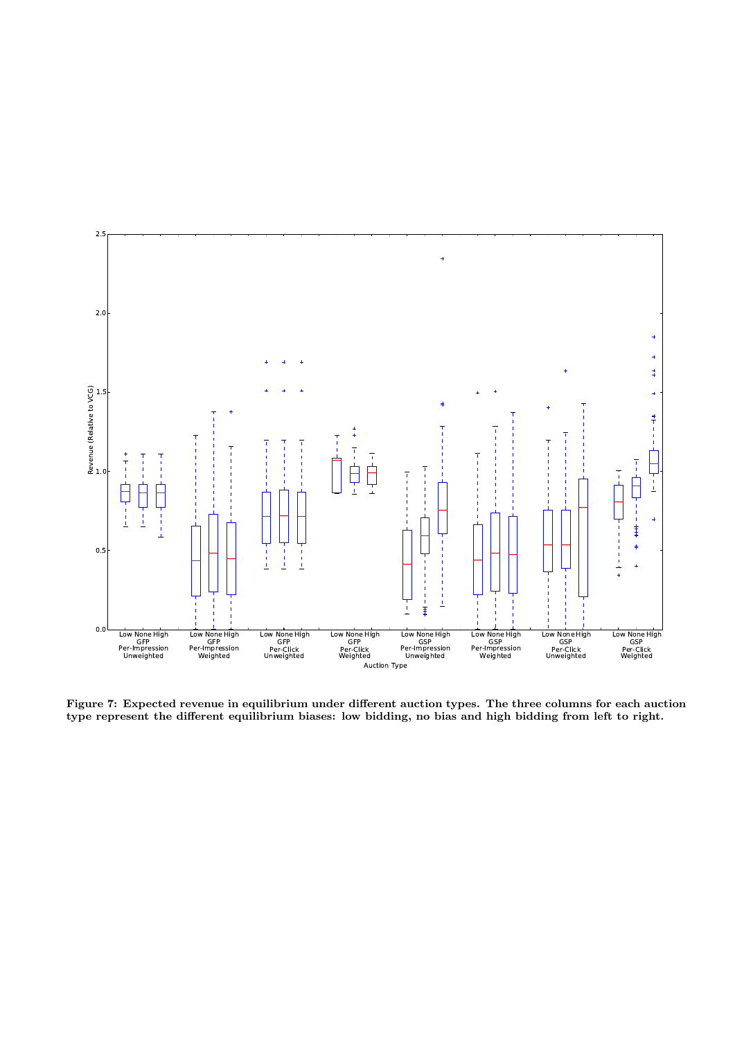**Figure 7: Expected revenue in equilibrium under different auction types. The three columns for each auction type represent the different equilibrium biases: low bidding, no bias and high bidding from left to right.**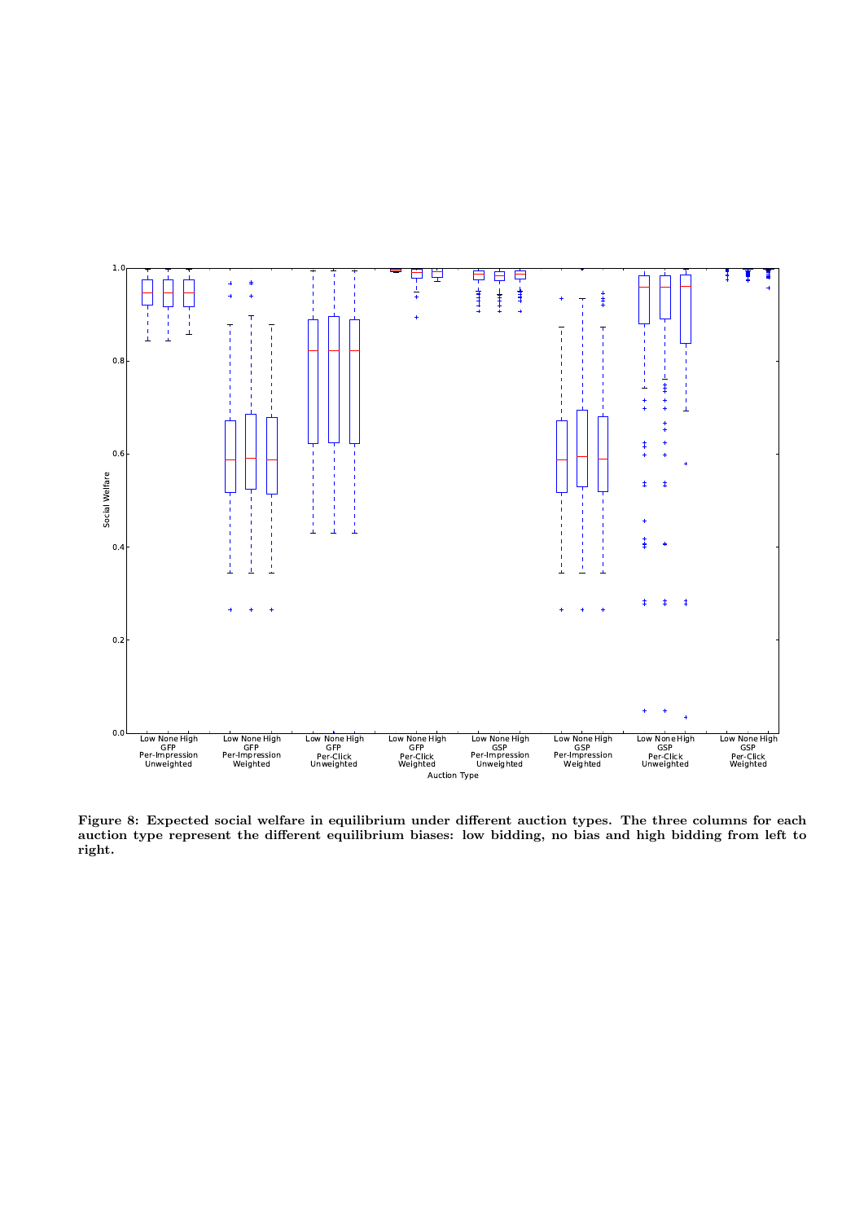Figure 8: Expected social welfare in equilibrium under different auction types. The three columns for each auction type represent the different equilibrium biases: low bidding, no bias and high bidding from left to right.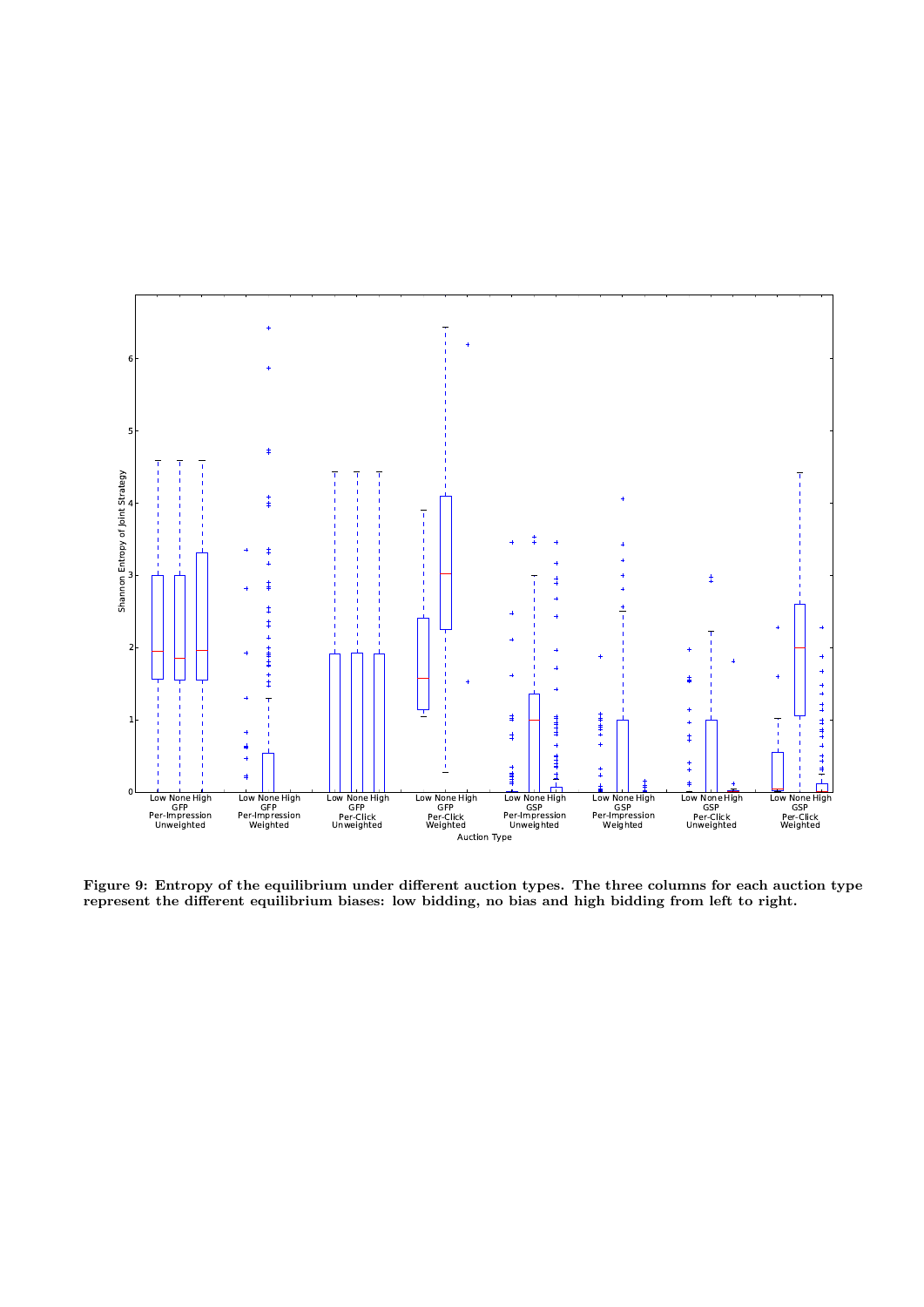Shannon Entropy of Joint Strategy

0
1
2
3
4
5
6

Low None High
GFP
Per-Impression
Unweighted

Low None High
GFP
Per-Impression
Weighted

Low None High
GFP
Per-Click
Unweighted

Low None High
GFP
Per-Click
Weighted

Low None High
GSP
Per-Impression
Unweighted

Low None High
GSP
Per-Impression
Weighted

Low None High
GSP
Per-Click
Unweighted

Low None High
GSP
Per-Click
Weighted

Auction Type

**Figure 9: Entropy of the equilibrium under different auction types. The three columns for each auction type represent the different equilibrium biases: low bidding, no bias and high bidding from left to right.**